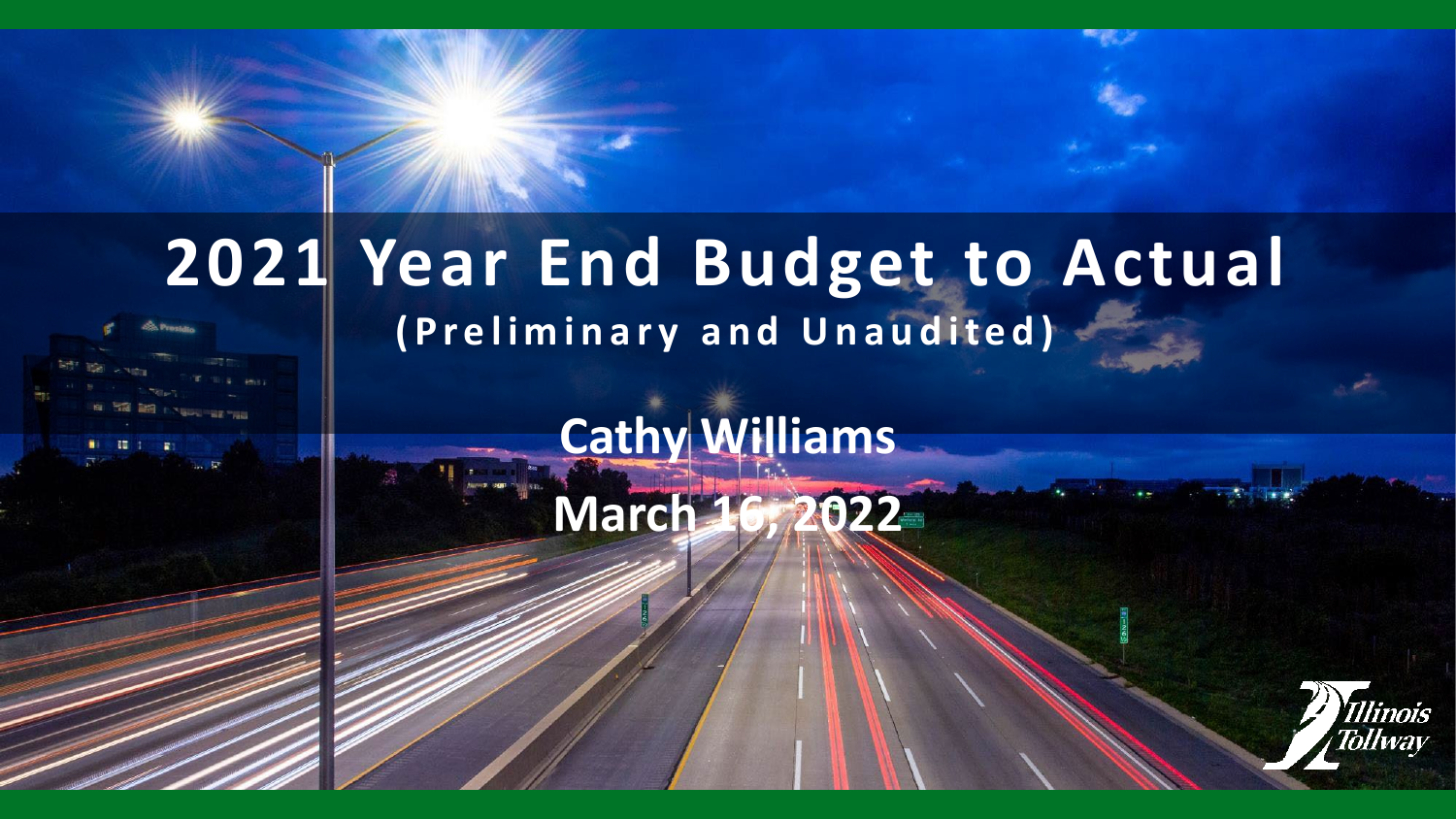# 2021 Year End Budget to Actual

**(Preliminary and Unaudited)**

**Cathy Williams**

**March 16, 2022**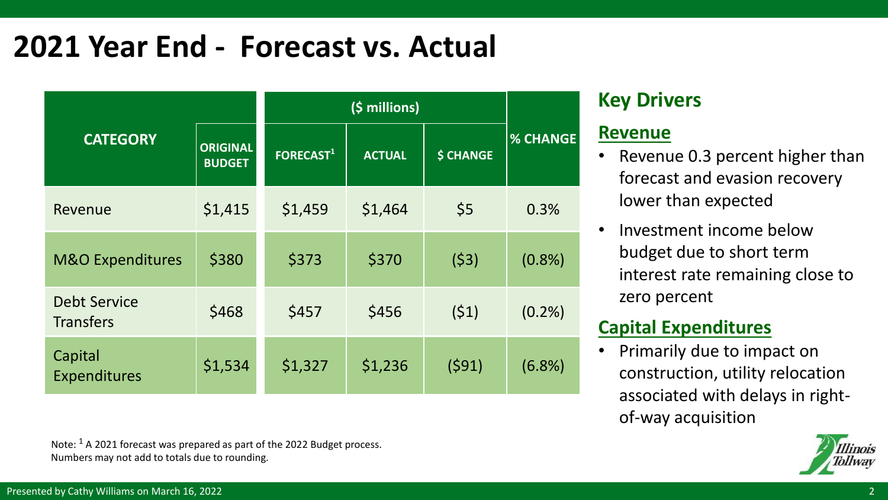# 2021 Year End - Forecast vs. Actual

| CATEGORY | ORIGINAL BUDGET | ($ millions) | | | % CHANGE |
|---|---|---|---|---|---|
| | | FORECAST[1] | ACTUAL | $ CHANGE | |
| Revenue | $1,415 | $1,459 | $1,464 | $5 | 0.3% |
| M&O Expenditures | $380 | $373 | $370 | ($3) | (0.8%) |
| Debt Service Transfers | $468 | $457 | $456 | ($1) | (0.2%) |
| Capital Expenditures | $1,534 | $1,327 | $1,236 | ($91) | (6.8%) |

Note: [1] A 2021 forecast was prepared as part of the 2022 Budget process.
Numbers may not add to totals due to rounding.

## Key Drivers

### Revenue

- Revenue 0.3 percent higher than forecast and evasion recovery lower than expected
- Investment income below budget due to short term interest rate remaining close to zero percent

### Capital Expenditures

- Primarily due to impact on construction, utility relocation associated with delays in right-of-way acquisition

Presented by Cathy Williams on March 16, 2022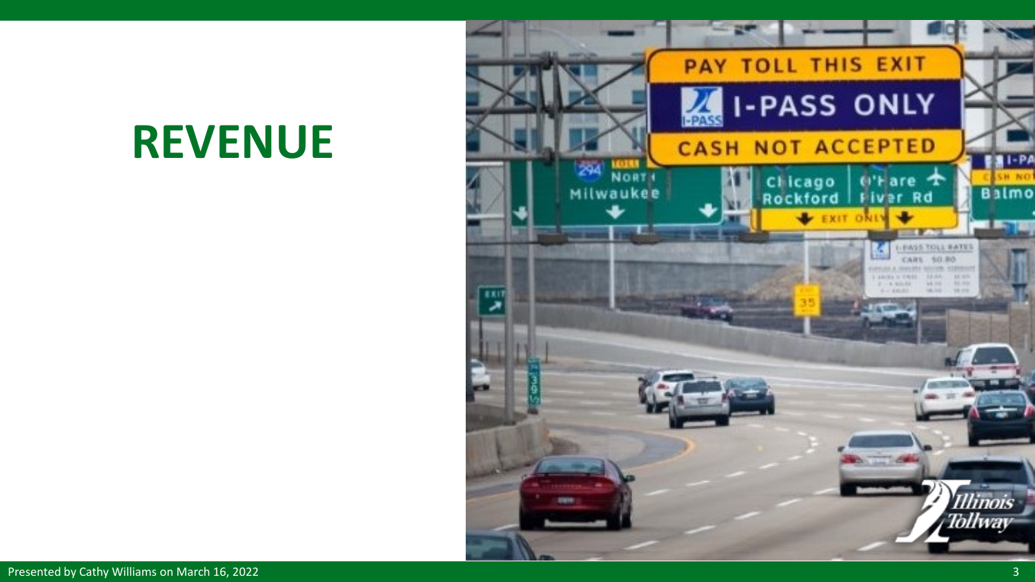# REVENUE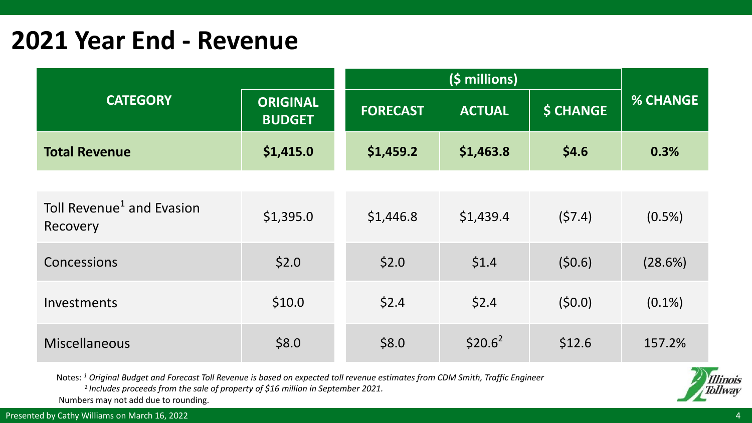# 2021 Year End - Revenue

| CATEGORY | ORIGINAL BUDGET | ($ millions) | | | % CHANGE |
|---|---|---|---|---|---|
| | | FORECAST | ACTUAL | $ CHANGE | |
| **Total Revenue** | **$1,415.0** | **$1,459.2** | **$1,463.8** | **$4.6** | **0.3%** |
| Toll Revenue[1] and Evasion Recovery | $1,395.0 | $1,446.8 | $1,439.4 | ($7.4) | (0.5%) |
| Concessions | $2.0 | $2.0 | $1.4 | ($0.6) | (28.6%) |
| Investments | $10.0 | $2.4 | $2.4 | ($0.0) | (0.1%) |
| Miscellaneous | $8.0 | $8.0 | $20.6[2] | $12.6 | 157.2% |

Notes: [1] *Original Budget and Forecast Toll Revenue is based on expected toll revenue estimates from CDM Smith, Traffic Engineer*

[2] *Includes proceeds from the sale of property of $16 million in September 2021.*

Numbers may not add due to rounding.

Presented by Cathy Williams on March 16, 2022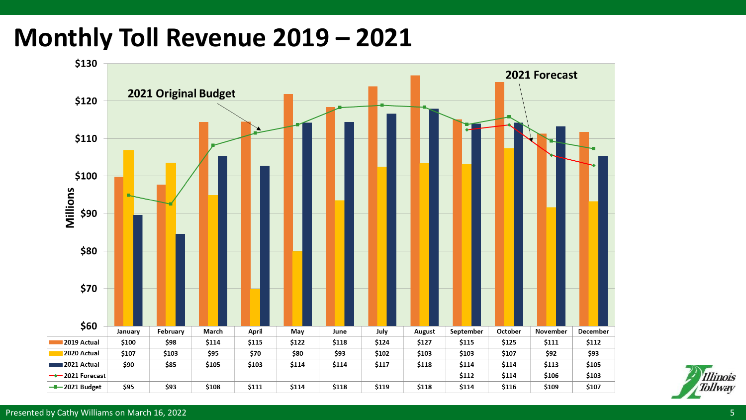# Monthly Toll Revenue 2019 – 2021

| | January | February | March | April | May | June | July | August | September | October | November | December |
|---|---|---|---|---|---|---|---|---|---|---|---|---|
| 2019 Actual | $100 | $98 | $114 | $115 | $122 | $118 | $124 | $127 | $115 | $125 | $111 | $112 |
| 2020 Actual | $107 | $103 | $95 | $70 | $80 | $93 | $102 | $103 | $103 | $107 | $92 | $93 |
| 2021 Actual | $90 | $85 | $105 | $103 | $114 | $114 | $117 | $118 | $114 | $114 | $113 | $105 |
| 2021 Forecast | | | | | | | | | $112 | $114 | $106 | $103 |
| 2021 Budget | $95 | $93 | $108 | $111 | $114 | $118 | $119 | $118 | $114 | $116 | $109 | $107 |

Millions

2021 Original Budget

2021 Forecast

Presented by Cathy Williams on March 16, 2022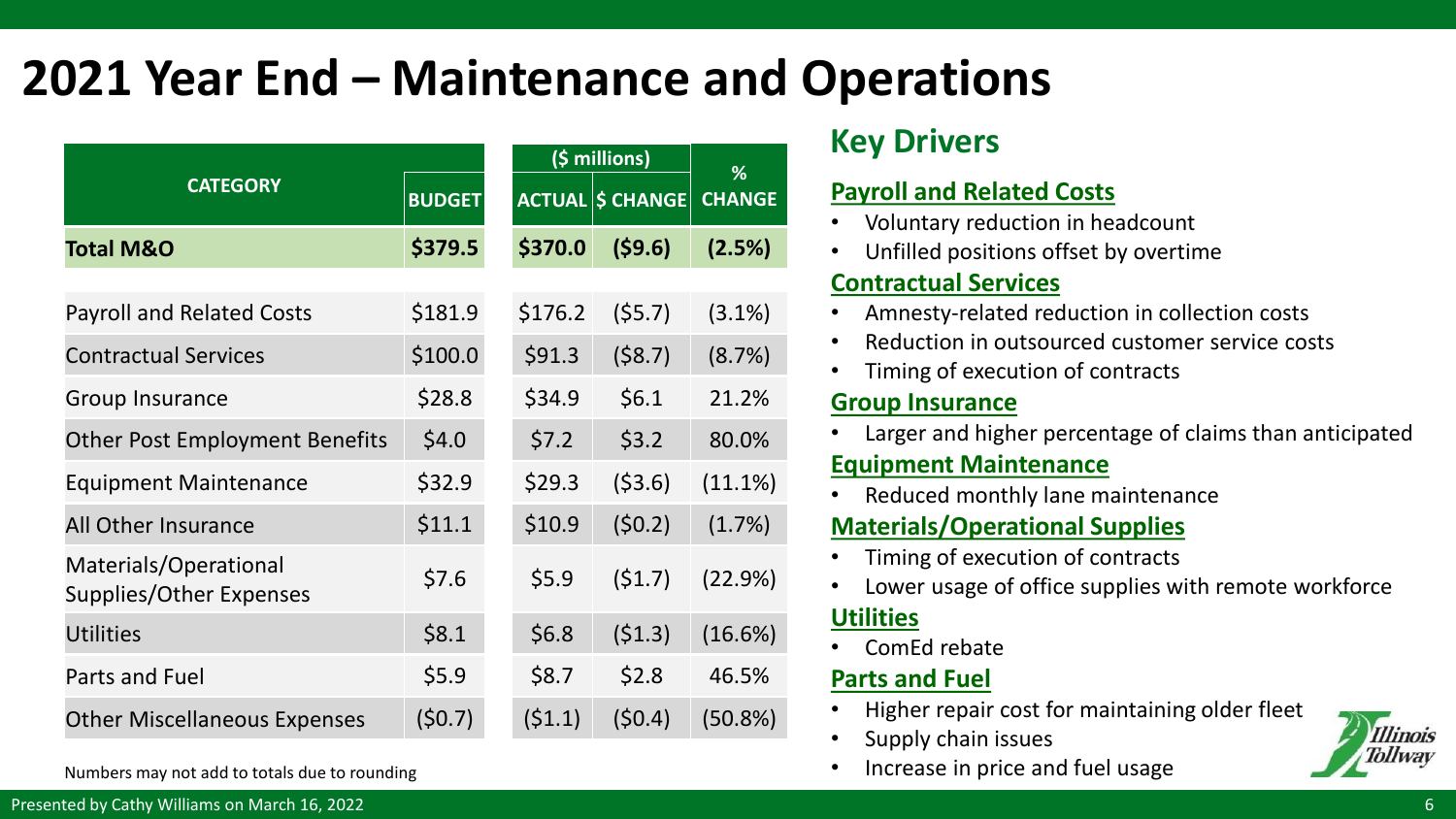# 2021 Year End – Maintenance and Operations

| CATEGORY | BUDGET | ($ millions) | | % CHANGE |
|---|---|---|---|---|
| | | ACTUAL | $ CHANGE | |
| **Total M&O** | **$379.5** | **$370.0** | **($9.6)** | **(2.5%)** |
| Payroll and Related Costs | $181.9 | $176.2 | ($5.7) | (3.1%) |
| Contractual Services | $100.0 | $91.3 | ($8.7) | (8.7%) |
| Group Insurance | $28.8 | $34.9 | $6.1 | 21.2% |
| Other Post Employment Benefits | $4.0 | $7.2 | $3.2 | 80.0% |
| Equipment Maintenance | $32.9 | $29.3 | ($3.6) | (11.1%) |
| All Other Insurance | $11.1 | $10.9 | ($0.2) | (1.7%) |
| Materials/Operational Supplies/Other Expenses | $7.6 | $5.9 | ($1.7) | (22.9%) |
| Utilities | $8.1 | $6.8 | ($1.3) | (16.6%) |
| Parts and Fuel | $5.9 | $8.7 | $2.8 | 46.5% |
| Other Miscellaneous Expenses | ($0.7) | ($1.1) | ($0.4) | (50.8%) |

Numbers may not add to totals due to rounding

## Key Drivers

### Payroll and Related Costs

- Voluntary reduction in headcount
- Unfilled positions offset by overtime

### Contractual Services

- Amnesty-related reduction in collection costs
- Reduction in outsourced customer service costs
- Timing of execution of contracts

### Group Insurance

- Larger and higher percentage of claims than anticipated

### Equipment Maintenance

- Reduced monthly lane maintenance

### Materials/Operational Supplies

- Timing of execution of contracts
- Lower usage of office supplies with remote workforce

### Utilities

- ComEd rebate

### Parts and Fuel

- Higher repair cost for maintaining older fleet
- Supply chain issues
- Increase in price and fuel usage

Presented by Cathy Williams on March 16, 2022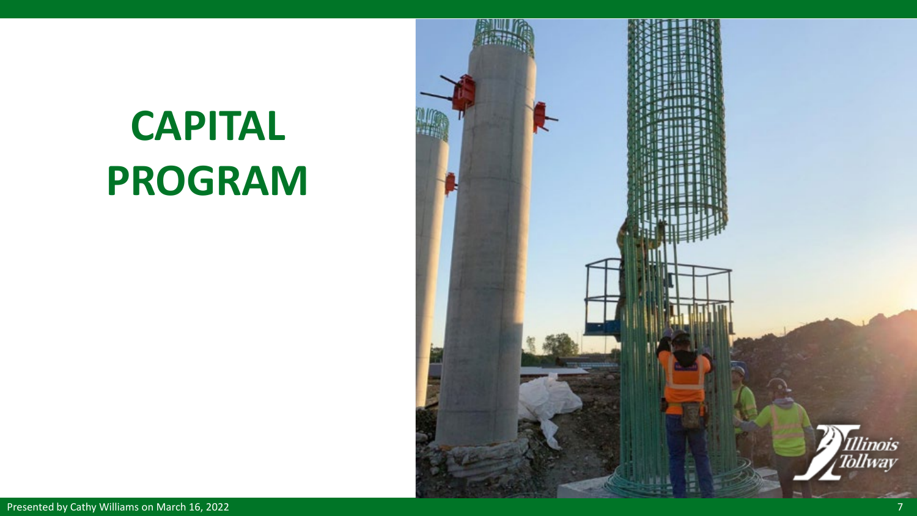# CAPITAL PROGRAM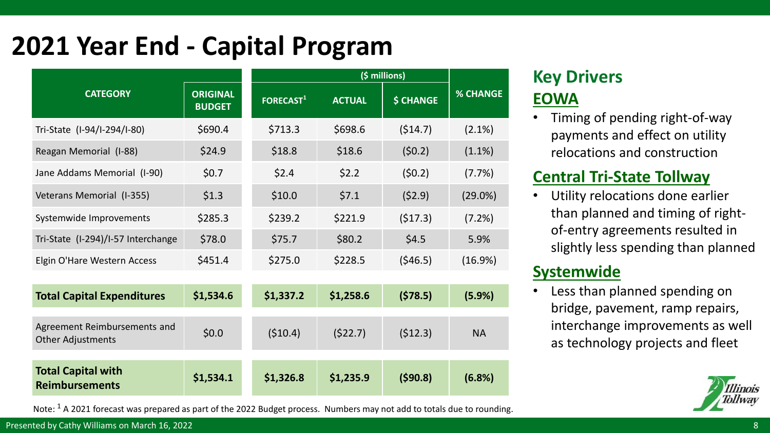# 2021 Year End - Capital Program

| CATEGORY | ORIGINAL BUDGET | FORECAST[1] ($ millions) | ACTUAL ($ millions) | $ CHANGE ($ millions) | % CHANGE |
|---|---|---|---|---|---|
| Tri-State (I-94/I-294/I-80) | $690.4 | $713.3 | $698.6 | ($14.7) | (2.1%) |
| Reagan Memorial (I-88) | $24.9 | $18.8 | $18.6 | ($0.2) | (1.1%) |
| Jane Addams Memorial (I-90) | $0.7 | $2.4 | $2.2 | ($0.2) | (7.7%) |
| Veterans Memorial (I-355) | $1.3 | $10.0 | $7.1 | ($2.9) | (29.0%) |
| Systemwide Improvements | $285.3 | $239.2 | $221.9 | ($17.3) | (7.2%) |
| Tri-State (I-294)/I-57 Interchange | $78.0 | $75.7 | $80.2 | $4.5 | 5.9% |
| Elgin O'Hare Western Access | $451.4 | $275.0 | $228.5 | ($46.5) | (16.9%) |
| **Total Capital Expenditures** | **$1,534.6** | **$1,337.2** | **$1,258.6** | **($78.5)** | **(5.9%)** |
| Agreement Reimbursements and Other Adjustments | $0.0 | ($10.4) | ($22.7) | ($12.3) | NA |
| **Total Capital with Reimbursements** | **$1,534.1** | **$1,326.8** | **$1,235.9** | **($90.8)** | **(6.8%)** |

Note: [1] A 2021 forecast was prepared as part of the 2022 Budget process. Numbers may not add to totals due to rounding.

## Key Drivers

### EOWA

- Timing of pending right-of-way payments and effect on utility relocations and construction

### Central Tri-State Tollway

- Utility relocations done earlier than planned and timing of right-of-entry agreements resulted in slightly less spending than planned

### Systemwide

- Less than planned spending on bridge, pavement, ramp repairs, interchange improvements as well as technology projects and fleet

Presented by Cathy Williams on March 16, 2022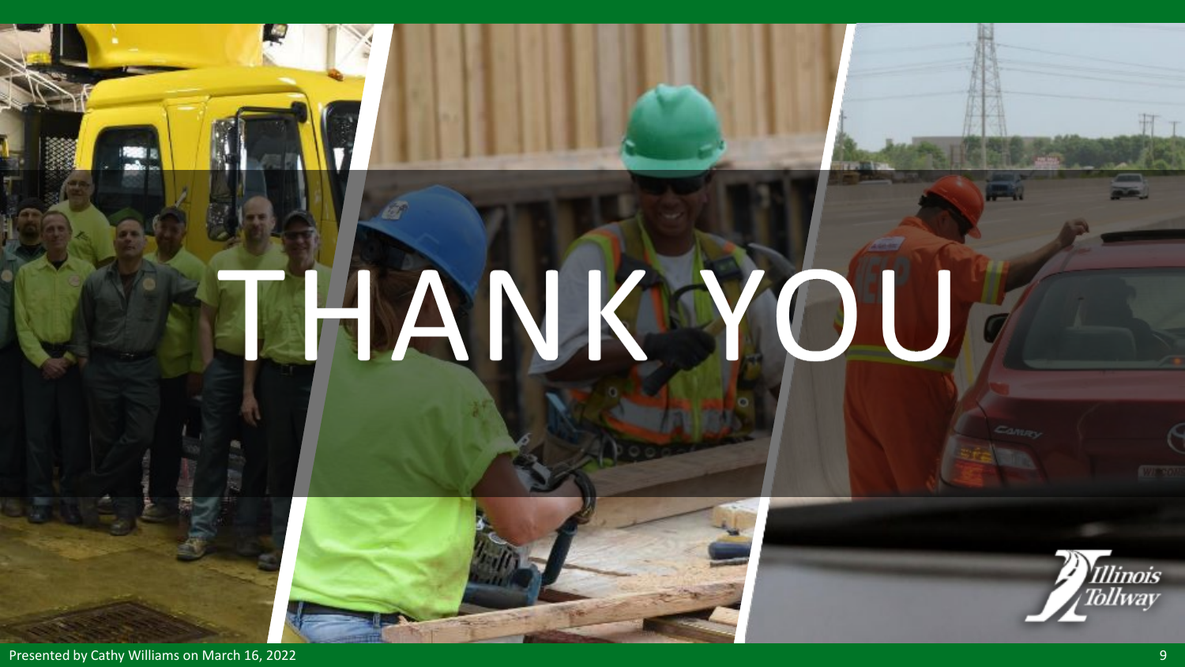# THANK YOU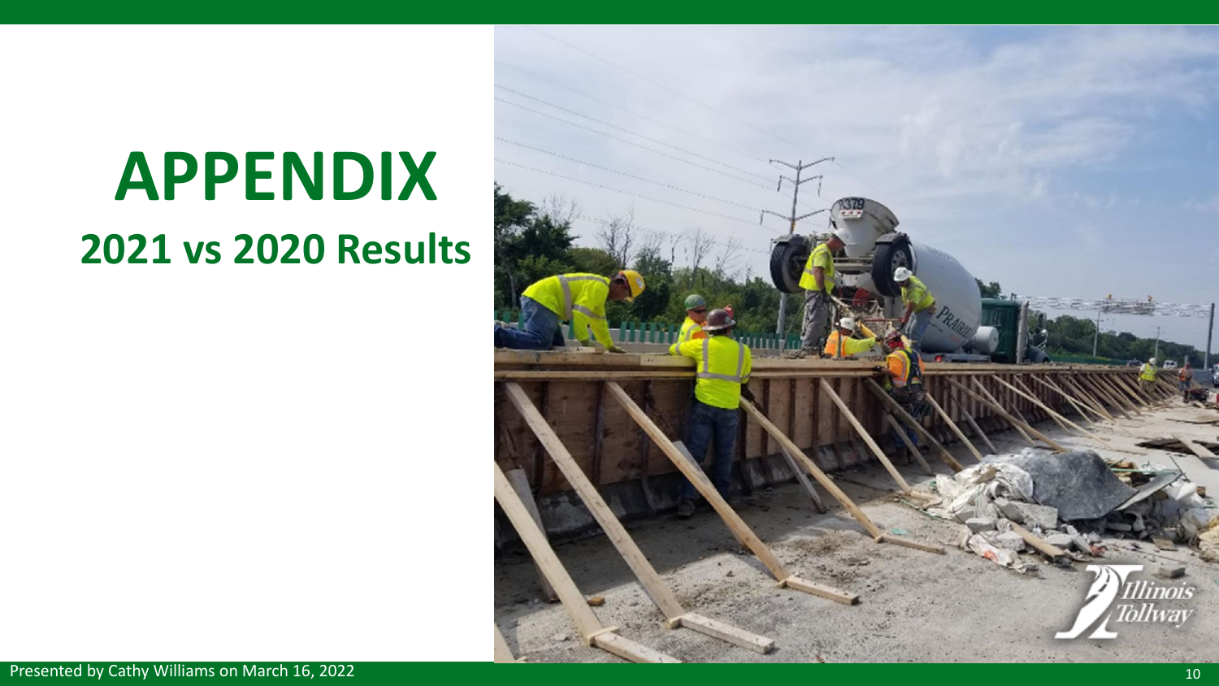# APPENDIX

## 2021 vs 2020 Results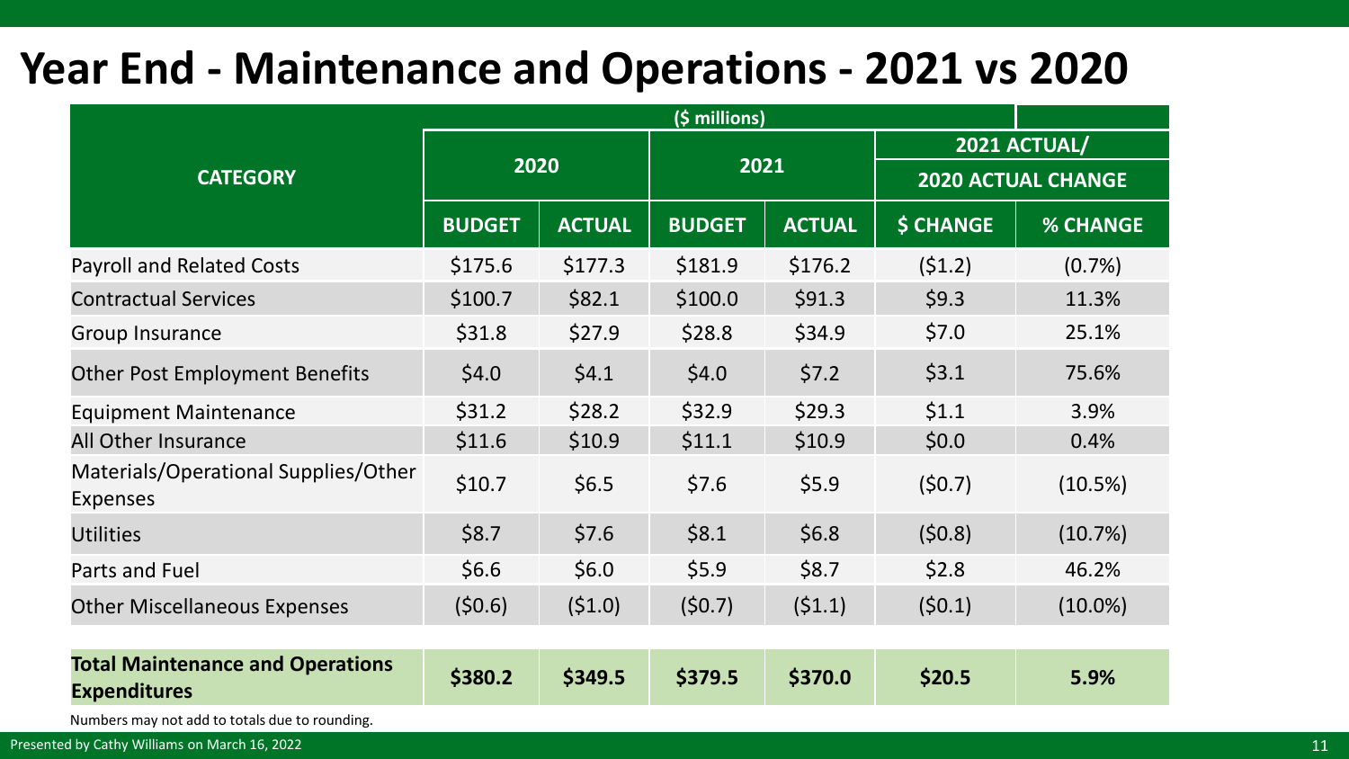# Year End - Maintenance and Operations - 2021 vs 2020

| CATEGORY | ($ millions) | | | | | |
|---|---|---|---|---|---|---|
| | 2020 | | 2021 | | 2021 ACTUAL/ 2020 ACTUAL CHANGE | |
| | BUDGET | ACTUAL | BUDGET | ACTUAL | $ CHANGE | % CHANGE |
| Payroll and Related Costs | $175.6 | $177.3 | $181.9 | $176.2 | ($1.2) | (0.7%) |
| Contractual Services | $100.7 | $82.1 | $100.0 | $91.3 | $9.3 | 11.3% |
| Group Insurance | $31.8 | $27.9 | $28.8 | $34.9 | $7.0 | 25.1% |
| Other Post Employment Benefits | $4.0 | $4.1 | $4.0 | $7.2 | $3.1 | 75.6% |
| Equipment Maintenance | $31.2 | $28.2 | $32.9 | $29.3 | $1.1 | 3.9% |
| All Other Insurance | $11.6 | $10.9 | $11.1 | $10.9 | $0.0 | 0.4% |
| Materials/Operational Supplies/Other Expenses | $10.7 | $6.5 | $7.6 | $5.9 | ($0.7) | (10.5%) |
| Utilities | $8.7 | $7.6 | $8.1 | $6.8 | ($0.8) | (10.7%) |
| Parts and Fuel | $6.6 | $6.0 | $5.9 | $8.7 | $2.8 | 46.2% |
| Other Miscellaneous Expenses | ($0.6) | ($1.0) | ($0.7) | ($1.1) | ($0.1) | (10.0%) |
| **Total Maintenance and Operations Expenditures** | **$380.2** | **$349.5** | **$379.5** | **$370.0** | **$20.5** | **5.9%** |

Numbers may not add to totals due to rounding.

Presented by Cathy Williams on March 16, 2022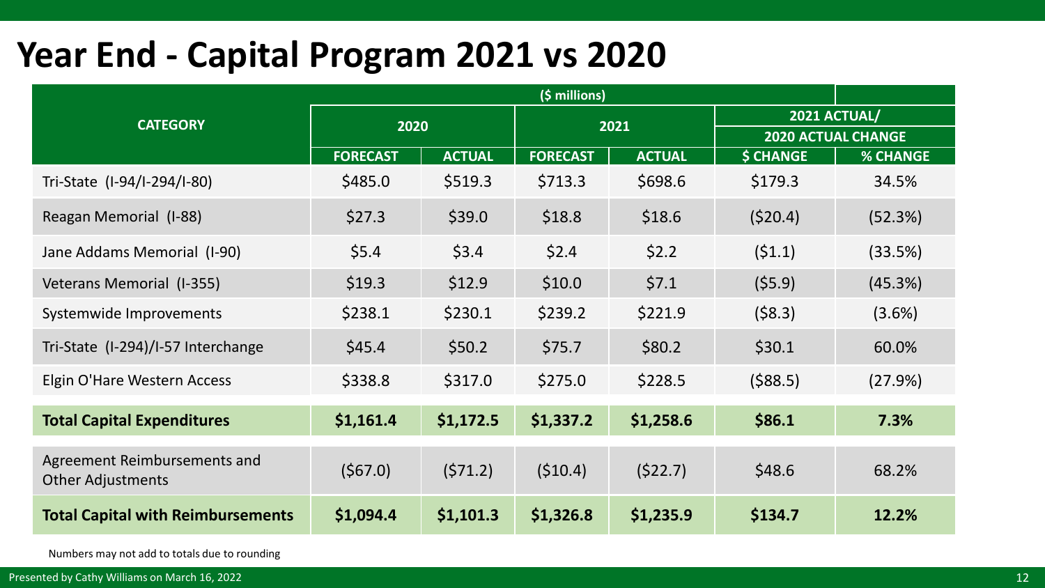# Year End - Capital Program 2021 vs 2020

| CATEGORY | ($ millions) | | | | | |
|---|---|---|---|---|---|---|
| | 2020 | | 2021 | | 2021 ACTUAL/ 2020 ACTUAL CHANGE | |
| | FORECAST | ACTUAL | FORECAST | ACTUAL | $ CHANGE | % CHANGE |
| Tri-State (I-94/I-294/I-80) | $485.0 | $519.3 | $713.3 | $698.6 | $179.3 | 34.5% |
| Reagan Memorial (I-88) | $27.3 | $39.0 | $18.8 | $18.6 | ($20.4) | (52.3%) |
| Jane Addams Memorial (I-90) | $5.4 | $3.4 | $2.4 | $2.2 | ($1.1) | (33.5%) |
| Veterans Memorial (I-355) | $19.3 | $12.9 | $10.0 | $7.1 | ($5.9) | (45.3%) |
| Systemwide Improvements | $238.1 | $230.1 | $239.2 | $221.9 | ($8.3) | (3.6%) |
| Tri-State (I-294)/I-57 Interchange | $45.4 | $50.2 | $75.7 | $80.2 | $30.1 | 60.0% |
| Elgin O'Hare Western Access | $338.8 | $317.0 | $275.0 | $228.5 | ($88.5) | (27.9%) |
| **Total Capital Expenditures** | **$1,161.4** | **$1,172.5** | **$1,337.2** | **$1,258.6** | **$86.1** | **7.3%** |
| Agreement Reimbursements and Other Adjustments | ($67.0) | ($71.2) | ($10.4) | ($22.7) | $48.6 | 68.2% |
| **Total Capital with Reimbursements** | **$1,094.4** | **$1,101.3** | **$1,326.8** | **$1,235.9** | **$134.7** | **12.2%** |

Numbers may not add to totals due to rounding

Presented by Cathy Williams on March 16, 2022